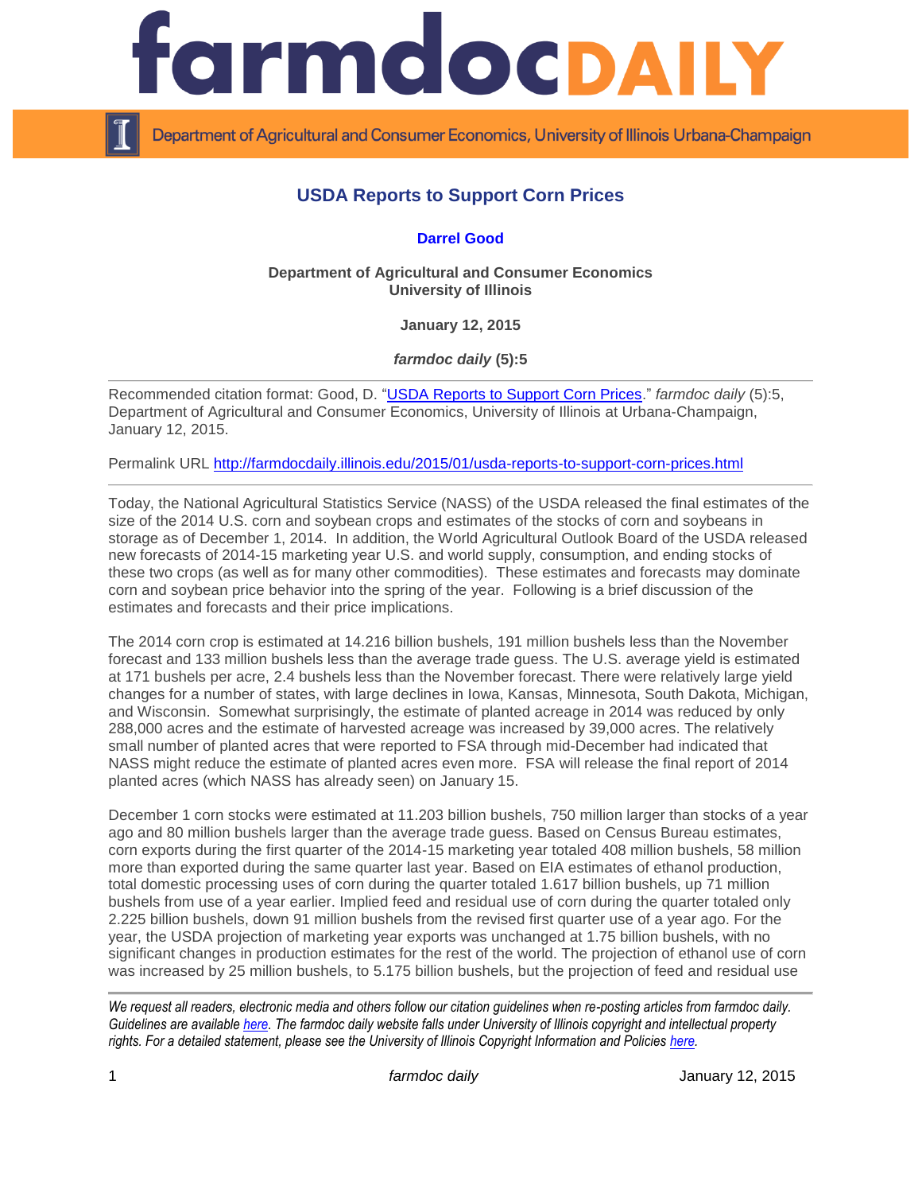# USDA Reports to Support Corn Prices

**Darrel Good**

**Department of Agricultural and Consumer Economics**
**University of Illinois**

**January 12, 2015**

***farmdoc daily* (5):5**

---

Recommended citation format: Good, D. "USDA Reports to Support Corn Prices." *farmdoc daily* (5):5, Department of Agricultural and Consumer Economics, University of Illinois at Urbana-Champaign, January 12, 2015.

Permalink URL http://farmdocdaily.illinois.edu/2015/01/usda-reports-to-support-corn-prices.html

---

Today, the National Agricultural Statistics Service (NASS) of the USDA released the final estimates of the size of the 2014 U.S. corn and soybean crops and estimates of the stocks of corn and soybeans in storage as of December 1, 2014. In addition, the World Agricultural Outlook Board of the USDA released new forecasts of 2014-15 marketing year U.S. and world supply, consumption, and ending stocks of these two crops (as well as for many other commodities). These estimates and forecasts may dominate corn and soybean price behavior into the spring of the year. Following is a brief discussion of the estimates and forecasts and their price implications.

The 2014 corn crop is estimated at 14.216 billion bushels, 191 million bushels less than the November forecast and 133 million bushels less than the average trade guess. The U.S. average yield is estimated at 171 bushels per acre, 2.4 bushels less than the November forecast. There were relatively large yield changes for a number of states, with large declines in Iowa, Kansas, Minnesota, South Dakota, Michigan, and Wisconsin. Somewhat surprisingly, the estimate of planted acreage in 2014 was reduced by only 288,000 acres and the estimate of harvested acreage was increased by 39,000 acres. The relatively small number of planted acres that were reported to FSA through mid-December had indicated that NASS might reduce the estimate of planted acres even more. FSA will release the final report of 2014 planted acres (which NASS has already seen) on January 15.

December 1 corn stocks were estimated at 11.203 billion bushels, 750 million larger than stocks of a year ago and 80 million bushels larger than the average trade guess. Based on Census Bureau estimates, corn exports during the first quarter of the 2014-15 marketing year totaled 408 million bushels, 58 million more than exported during the same quarter last year. Based on EIA estimates of ethanol production, total domestic processing uses of corn during the quarter totaled 1.617 billion bushels, up 71 million bushels from use of a year earlier. Implied feed and residual use of corn during the quarter totaled only 2.225 billion bushels, down 91 million bushels from the revised first quarter use of a year ago. For the year, the USDA projection of marketing year exports was unchanged at 1.75 billion bushels, with no significant changes in production estimates for the rest of the world. The projection of ethanol use of corn was increased by 25 million bushels, to 5.175 billion bushels, but the projection of feed and residual use

---

*We request all readers, electronic media and others follow our citation guidelines when re-posting articles from farmdoc daily. Guidelines are available here. The farmdoc daily website falls under University of Illinois copyright and intellectual property rights. For a detailed statement, please see the University of Illinois Copyright Information and Policies here.*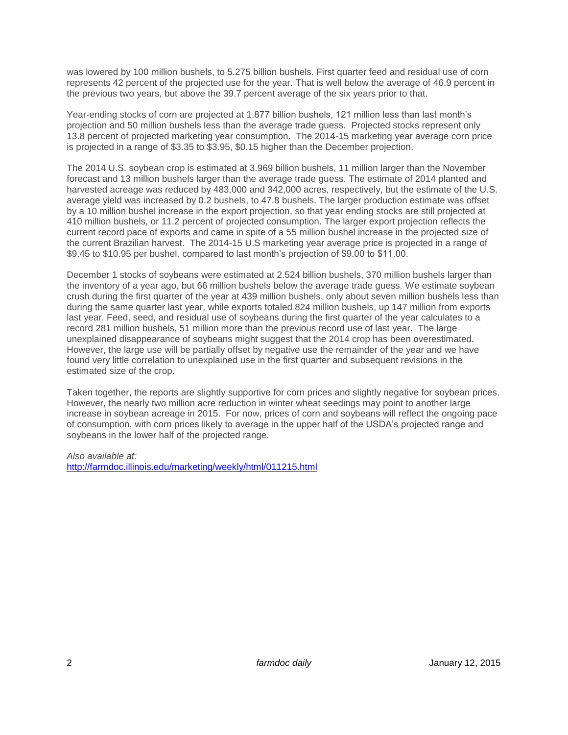was lowered by 100 million bushels, to 5.275 billion bushels. First quarter feed and residual use of corn represents 42 percent of the projected use for the year. That is well below the average of 46.9 percent in the previous two years, but above the 39.7 percent average of the six years prior to that.

Year-ending stocks of corn are projected at 1.877 billion bushels, 121 million less than last month's projection and 50 million bushels less than the average trade guess. Projected stocks represent only 13.8 percent of projected marketing year consumption. The 2014-15 marketing year average corn price is projected in a range of $3.35 to $3.95, $0.15 higher than the December projection.

The 2014 U.S. soybean crop is estimated at 3.969 billion bushels, 11 million larger than the November forecast and 13 million bushels larger than the average trade guess. The estimate of 2014 planted and harvested acreage was reduced by 483,000 and 342,000 acres, respectively, but the estimate of the U.S. average yield was increased by 0.2 bushels, to 47.8 bushels. The larger production estimate was offset by a 10 million bushel increase in the export projection, so that year ending stocks are still projected at 410 million bushels, or 11.2 percent of projected consumption. The larger export projection reflects the current record pace of exports and came in spite of a 55 million bushel increase in the projected size of the current Brazilian harvest. The 2014-15 U.S marketing year average price is projected in a range of $9.45 to $10.95 per bushel, compared to last month's projection of $9.00 to $11.00.

December 1 stocks of soybeans were estimated at 2.524 billion bushels, 370 million bushels larger than the inventory of a year ago, but 66 million bushels below the average trade guess. We estimate soybean crush during the first quarter of the year at 439 million bushels, only about seven million bushels less than during the same quarter last year, while exports totaled 824 million bushels, up 147 million from exports last year. Feed, seed, and residual use of soybeans during the first quarter of the year calculates to a record 281 million bushels, 51 million more than the previous record use of last year. The large unexplained disappearance of soybeans might suggest that the 2014 crop has been overestimated. However, the large use will be partially offset by negative use the remainder of the year and we have found very little correlation to unexplained use in the first quarter and subsequent revisions in the estimated size of the crop.

Taken together, the reports are slightly supportive for corn prices and slightly negative for soybean prices. However, the nearly two million acre reduction in winter wheat seedings may point to another large increase in soybean acreage in 2015. For now, prices of corn and soybeans will reflect the ongoing pace of consumption, with corn prices likely to average in the upper half of the USDA's projected range and soybeans in the lower half of the projected range.

*Also available at:*
http://farmdoc.illinois.edu/marketing/weekly/html/011215.html